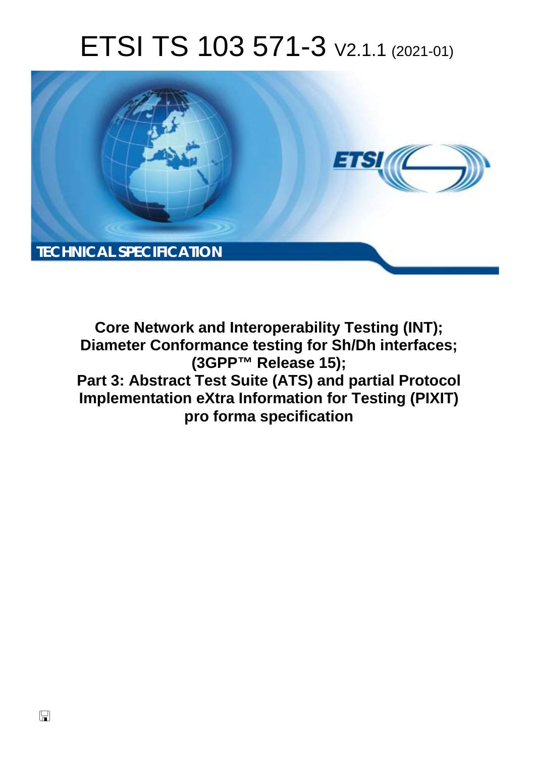# ETSI TS 103 571-3 V2.1.1 (2021-01)

TECHNICAL SPECIFICATION

**Core Network and Interoperability Testing (INT); Diameter Conformance testing for Sh/Dh interfaces; (3GPP™ Release 15); Part 3: Abstract Test Suite (ATS) and partial Protocol Implementation eXtra Information for Testing (PIXIT) pro forma specification**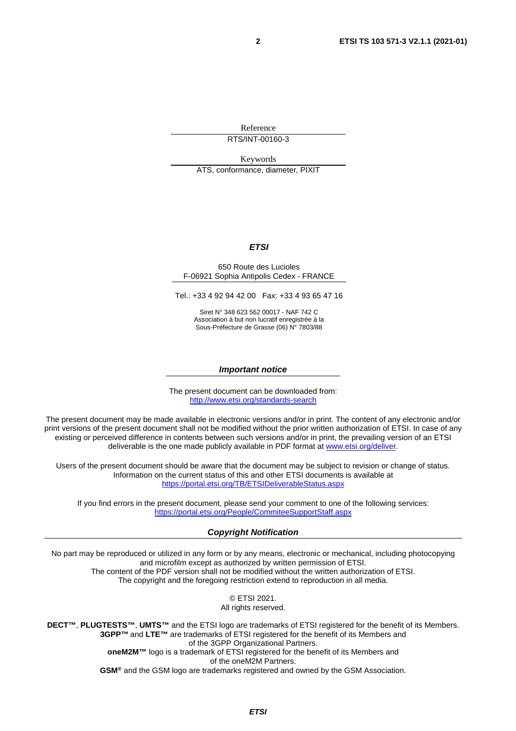Reference

RTS/INT-00160-3

Keywords

ATS, conformance, diameter, PIXIT

***ETSI***

650 Route des Lucioles
F-06921 Sophia Antipolis Cedex - FRANCE

Tel.: +33 4 92 94 42 00   Fax: +33 4 93 65 47 16

Siret N° 348 623 562 00017 - NAF 742 C
Association à but non lucratif enregistrée à la
Sous-Préfecture de Grasse (06) N° 7803/88

***Important notice***

The present document can be downloaded from:
http://www.etsi.org/standards-search

The present document may be made available in electronic versions and/or in print. The content of any electronic and/or print versions of the present document shall not be modified without the prior written authorization of ETSI. In case of any existing or perceived difference in contents between such versions and/or in print, the prevailing version of an ETSI deliverable is the one made publicly available in PDF format at www.etsi.org/deliver.

Users of the present document should be aware that the document may be subject to revision or change of status. Information on the current status of this and other ETSI documents is available at https://portal.etsi.org/TB/ETSIDeliverableStatus.aspx

If you find errors in the present document, please send your comment to one of the following services:
https://portal.etsi.org/People/CommiteeSupportStaff.aspx

***Copyright Notification***

No part may be reproduced or utilized in any form or by any means, electronic or mechanical, including photocopying and microfilm except as authorized by written permission of ETSI.
The content of the PDF version shall not be modified without the written authorization of ETSI.
The copyright and the foregoing restriction extend to reproduction in all media.

© ETSI 2021.
All rights reserved.

**DECT™**, **PLUGTESTS™**, **UMTS™** and the ETSI logo are trademarks of ETSI registered for the benefit of its Members.
**3GPP™** and **LTE™** are trademarks of ETSI registered for the benefit of its Members and of the 3GPP Organizational Partners.
**oneM2M™** logo is a trademark of ETSI registered for the benefit of its Members and of the oneM2M Partners.
**GSM®** and the GSM logo are trademarks registered and owned by the GSM Association.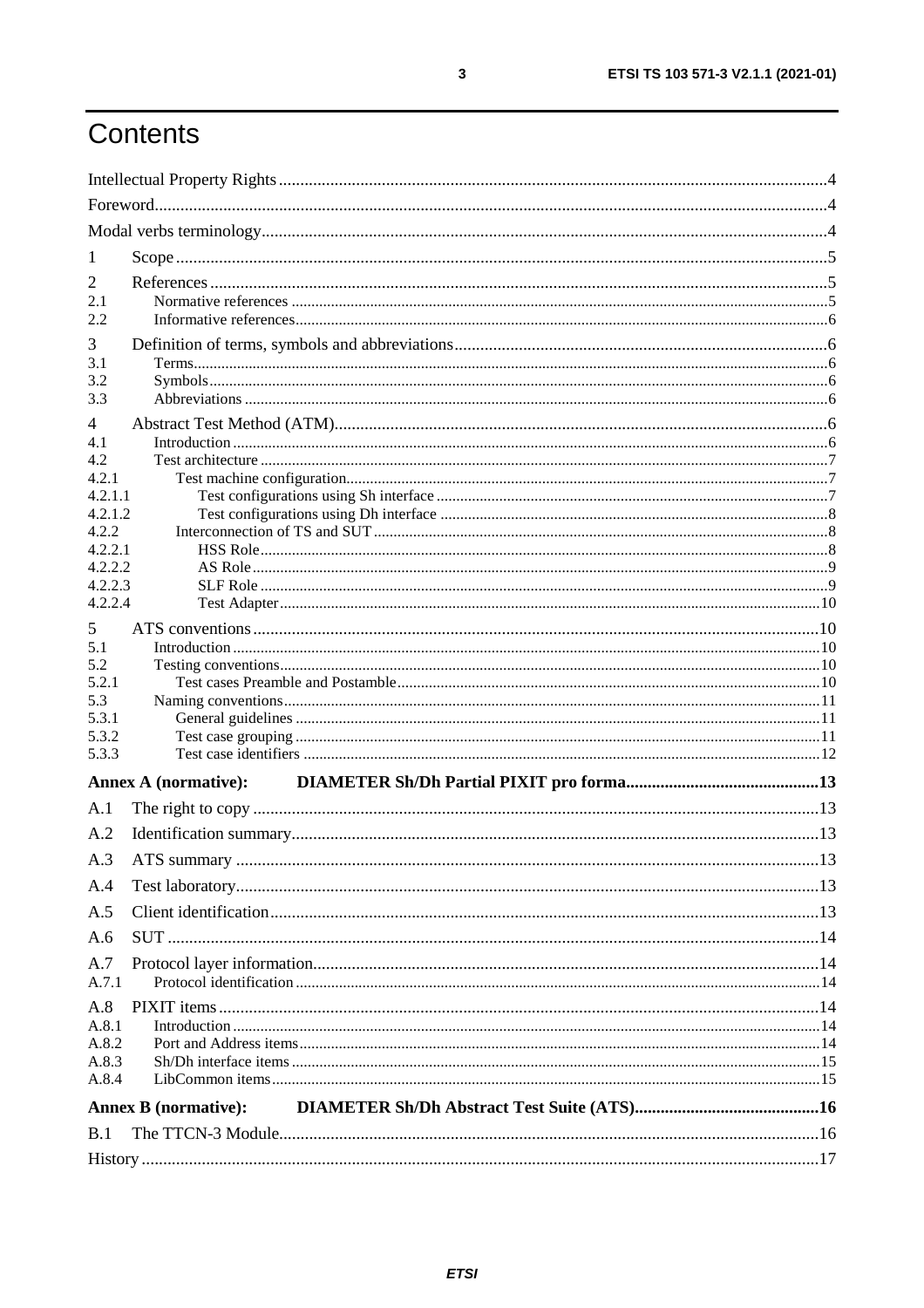# Contents

Intellectual Property Rights ..... 4
Foreword ..... 4
Modal verbs terminology ..... 4
1 Scope ..... 5
2 References ..... 5
2.1 Normative references ..... 5
2.2 Informative references ..... 6
3 Definition of terms, symbols and abbreviations ..... 6
3.1 Terms ..... 6
3.2 Symbols ..... 6
3.3 Abbreviations ..... 6
4 Abstract Test Method (ATM) ..... 6
4.1 Introduction ..... 6
4.2 Test architecture ..... 7
4.2.1 Test machine configuration ..... 7
4.2.1.1 Test configurations using Sh interface ..... 7
4.2.1.2 Test configurations using Dh interface ..... 8
4.2.2 Interconnection of TS and SUT ..... 8
4.2.2.1 HSS Role ..... 8
4.2.2.2 AS Role ..... 9
4.2.2.3 SLF Role ..... 9
4.2.2.4 Test Adapter ..... 10
5 ATS conventions ..... 10
5.1 Introduction ..... 10
5.2 Testing conventions ..... 10
5.2.1 Test cases Preamble and Postamble ..... 10
5.3 Naming conventions ..... 11
5.3.1 General guidelines ..... 11
5.3.2 Test case grouping ..... 11
5.3.3 Test case identifiers ..... 12
**Annex A (normative): DIAMETER Sh/Dh Partial PIXIT pro forma ..... 13**
A.1 The right to copy ..... 13
A.2 Identification summary ..... 13
A.3 ATS summary ..... 13
A.4 Test laboratory ..... 13
A.5 Client identification ..... 13
A.6 SUT ..... 14
A.7 Protocol layer information ..... 14
A.7.1 Protocol identification ..... 14
A.8 PIXIT items ..... 14
A.8.1 Introduction ..... 14
A.8.2 Port and Address items ..... 14
A.8.3 Sh/Dh interface items ..... 15
A.8.4 LibCommon items ..... 15
**Annex B (normative): DIAMETER Sh/Dh Abstract Test Suite (ATS) ..... 16**
B.1 The TTCN-3 Module ..... 16
History ..... 17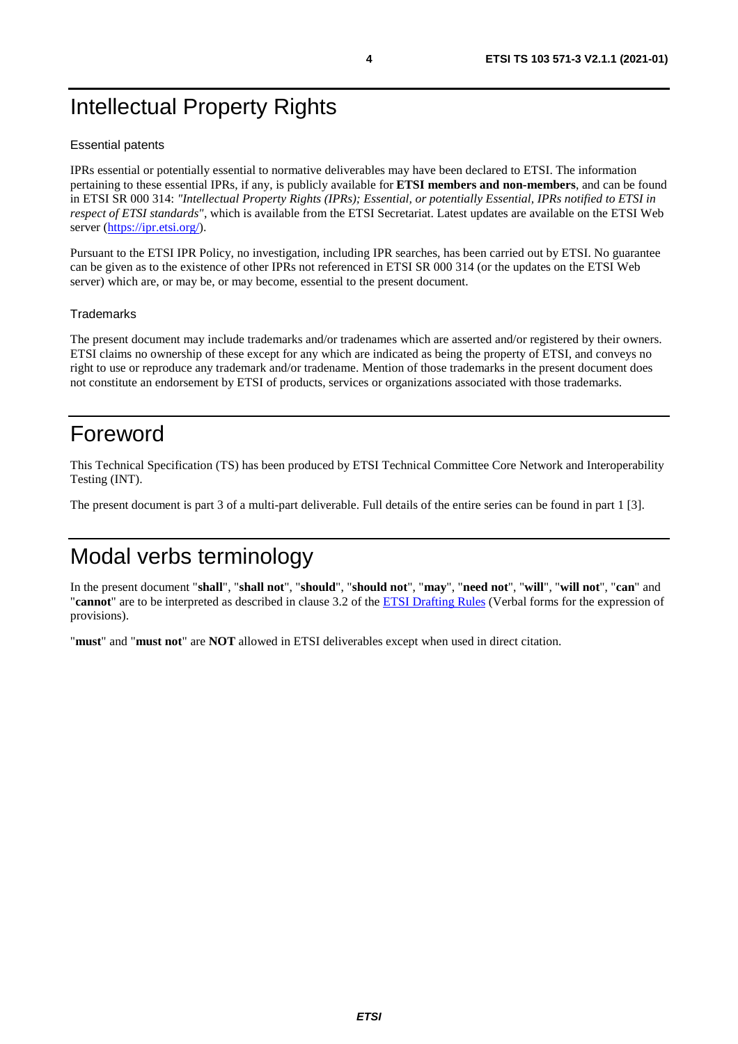# Intellectual Property Rights

## Essential patents

IPRs essential or potentially essential to normative deliverables may have been declared to ETSI. The information pertaining to these essential IPRs, if any, is publicly available for **ETSI members and non-members**, and can be found in ETSI SR 000 314: *"Intellectual Property Rights (IPRs); Essential, or potentially Essential, IPRs notified to ETSI in respect of ETSI standards"*, which is available from the ETSI Secretariat. Latest updates are available on the ETSI Web server (https://ipr.etsi.org/).

Pursuant to the ETSI IPR Policy, no investigation, including IPR searches, has been carried out by ETSI. No guarantee can be given as to the existence of other IPRs not referenced in ETSI SR 000 314 (or the updates on the ETSI Web server) which are, or may be, or may become, essential to the present document.

## Trademarks

The present document may include trademarks and/or tradenames which are asserted and/or registered by their owners. ETSI claims no ownership of these except for any which are indicated as being the property of ETSI, and conveys no right to use or reproduce any trademark and/or tradename. Mention of those trademarks in the present document does not constitute an endorsement by ETSI of products, services or organizations associated with those trademarks.

# Foreword

This Technical Specification (TS) has been produced by ETSI Technical Committee Core Network and Interoperability Testing (INT).

The present document is part 3 of a multi-part deliverable. Full details of the entire series can be found in part 1 [3].

# Modal verbs terminology

In the present document "**shall**", "**shall not**", "**should**", "**should not**", "**may**", "**need not**", "**will**", "**will not**", "**can**" and "**cannot**" are to be interpreted as described in clause 3.2 of the ETSI Drafting Rules (Verbal forms for the expression of provisions).

"**must**" and "**must not**" are **NOT** allowed in ETSI deliverables except when used in direct citation.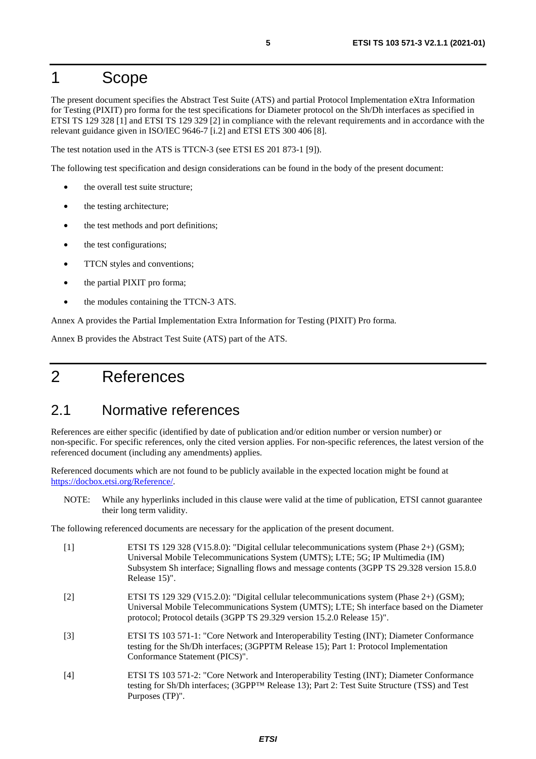# 1 Scope

The present document specifies the Abstract Test Suite (ATS) and partial Protocol Implementation eXtra Information for Testing (PIXIT) pro forma for the test specifications for Diameter protocol on the Sh/Dh interfaces as specified in ETSI TS 129 328 [1] and ETSI TS 129 329 [2] in compliance with the relevant requirements and in accordance with the relevant guidance given in ISO/IEC 9646-7 [i.2] and ETSI ETS 300 406 [8].

The test notation used in the ATS is TTCN-3 (see ETSI ES 201 873-1 [9]).

The following test specification and design considerations can be found in the body of the present document:

- the overall test suite structure;
- the testing architecture;
- the test methods and port definitions;
- the test configurations;
- TTCN styles and conventions;
- the partial PIXIT pro forma;
- the modules containing the TTCN-3 ATS.

Annex A provides the Partial Implementation Extra Information for Testing (PIXIT) Pro forma.

Annex B provides the Abstract Test Suite (ATS) part of the ATS.

# 2 References

## 2.1 Normative references

References are either specific (identified by date of publication and/or edition number or version number) or non-specific. For specific references, only the cited version applies. For non-specific references, the latest version of the referenced document (including any amendments) applies.

Referenced documents which are not found to be publicly available in the expected location might be found at https://docbox.etsi.org/Reference/.

NOTE: While any hyperlinks included in this clause were valid at the time of publication, ETSI cannot guarantee their long term validity.

The following referenced documents are necessary for the application of the present document.

[1] ETSI TS 129 328 (V15.8.0): "Digital cellular telecommunications system (Phase 2+) (GSM); Universal Mobile Telecommunications System (UMTS); LTE; 5G; IP Multimedia (IM) Subsystem Sh interface; Signalling flows and message contents (3GPP TS 29.328 version 15.8.0 Release 15)".

[2] ETSI TS 129 329 (V15.2.0): "Digital cellular telecommunications system (Phase 2+) (GSM); Universal Mobile Telecommunications System (UMTS); LTE; Sh interface based on the Diameter protocol; Protocol details (3GPP TS 29.329 version 15.2.0 Release 15)".

[3] ETSI TS 103 571-1: "Core Network and Interoperability Testing (INT); Diameter Conformance testing for the Sh/Dh interfaces; (3GPPTM Release 15); Part 1: Protocol Implementation Conformance Statement (PICS)".

[4] ETSI TS 103 571-2: "Core Network and Interoperability Testing (INT); Diameter Conformance testing for Sh/Dh interfaces; (3GPP™ Release 13); Part 2: Test Suite Structure (TSS) and Test Purposes (TP)".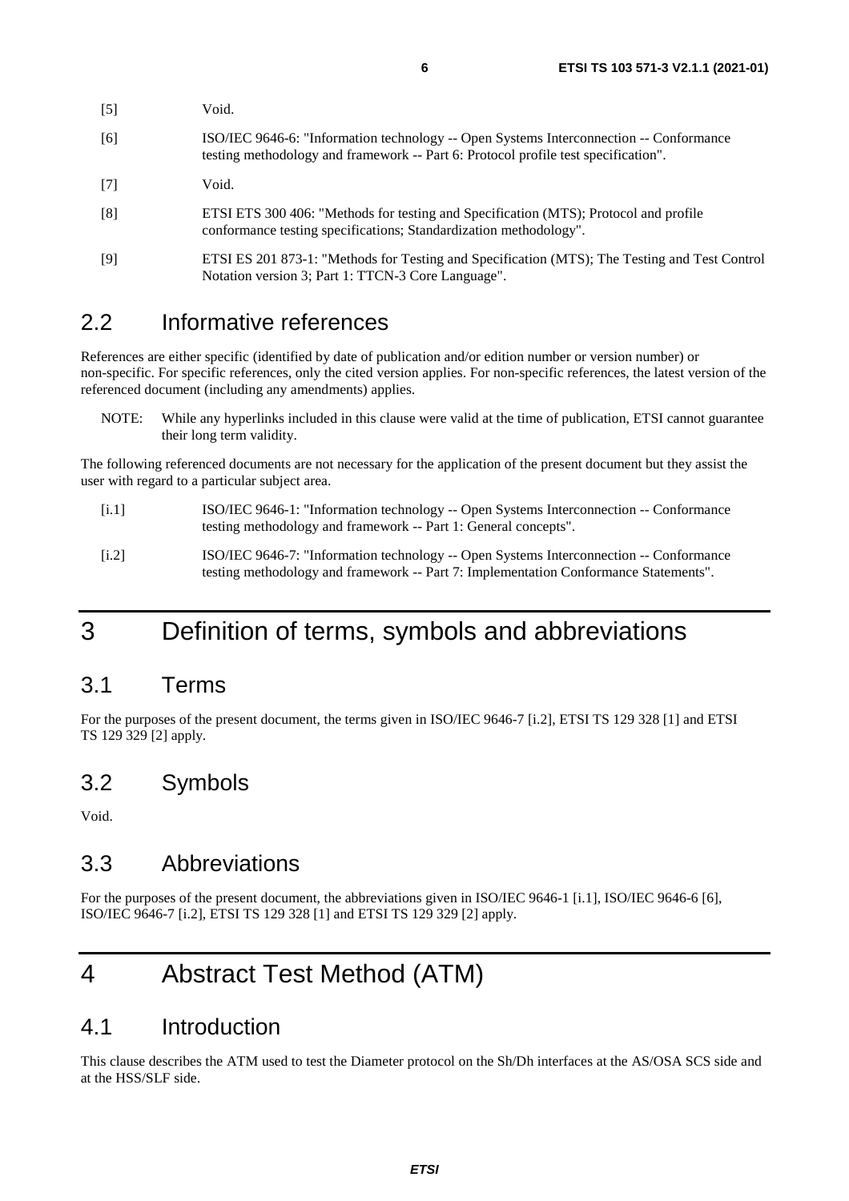[5] Void.

[6] ISO/IEC 9646-6: "Information technology -- Open Systems Interconnection -- Conformance testing methodology and framework -- Part 6: Protocol profile test specification".

[7] Void.

[8] ETSI ETS 300 406: "Methods for testing and Specification (MTS); Protocol and profile conformance testing specifications; Standardization methodology".

[9] ETSI ES 201 873-1: "Methods for Testing and Specification (MTS); The Testing and Test Control Notation version 3; Part 1: TTCN-3 Core Language".

## 2.2 Informative references

References are either specific (identified by date of publication and/or edition number or version number) or non-specific. For specific references, only the cited version applies. For non-specific references, the latest version of the referenced document (including any amendments) applies.

NOTE: While any hyperlinks included in this clause were valid at the time of publication, ETSI cannot guarantee their long term validity.

The following referenced documents are not necessary for the application of the present document but they assist the user with regard to a particular subject area.

[i.1] ISO/IEC 9646-1: "Information technology -- Open Systems Interconnection -- Conformance testing methodology and framework -- Part 1: General concepts".

[i.2] ISO/IEC 9646-7: "Information technology -- Open Systems Interconnection -- Conformance testing methodology and framework -- Part 7: Implementation Conformance Statements".

# 3 Definition of terms, symbols and abbreviations

## 3.1 Terms

For the purposes of the present document, the terms given in ISO/IEC 9646-7 [i.2], ETSI TS 129 328 [1] and ETSI TS 129 329 [2] apply.

## 3.2 Symbols

Void.

## 3.3 Abbreviations

For the purposes of the present document, the abbreviations given in ISO/IEC 9646-1 [i.1], ISO/IEC 9646-6 [6], ISO/IEC 9646-7 [i.2], ETSI TS 129 328 [1] and ETSI TS 129 329 [2] apply.

# 4 Abstract Test Method (ATM)

## 4.1 Introduction

This clause describes the ATM used to test the Diameter protocol on the Sh/Dh interfaces at the AS/OSA SCS side and at the HSS/SLF side.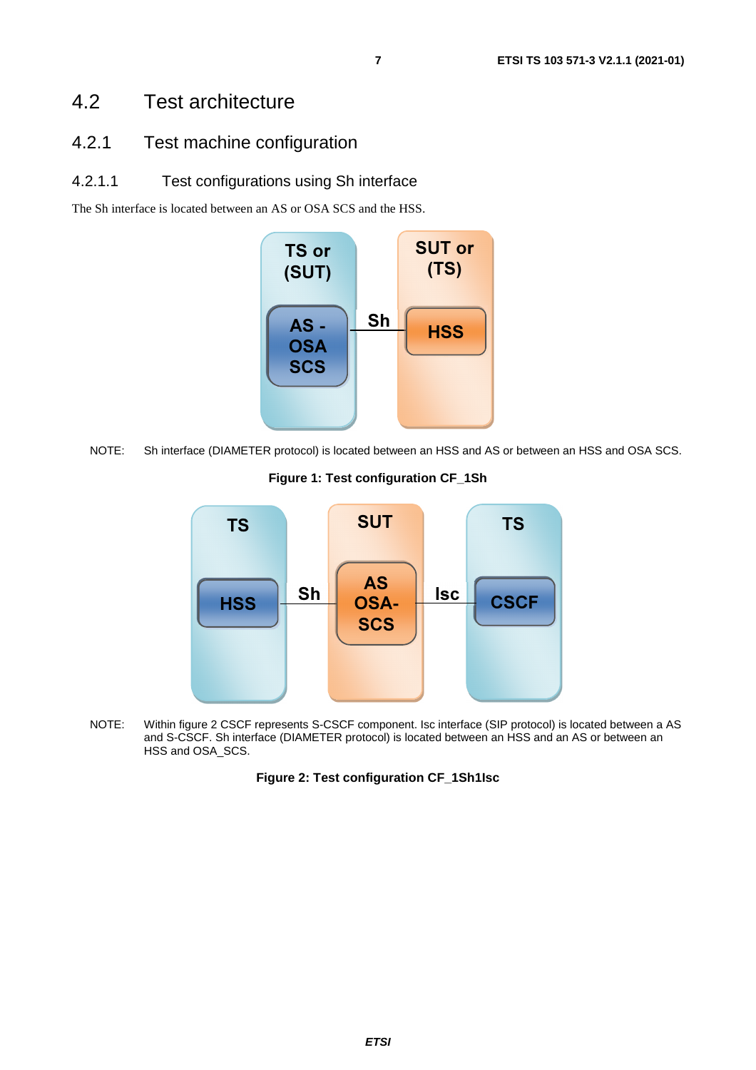## 4.2 Test architecture

### 4.2.1 Test machine configuration

#### 4.2.1.1 Test configurations using Sh interface

The Sh interface is located between an AS or OSA SCS and the HSS.

NOTE: Sh interface (DIAMETER protocol) is located between an HSS and AS or between an HSS and OSA SCS.

**Figure 1: Test configuration CF_1Sh**

NOTE: Within figure 2 CSCF represents S-CSCF component. Isc interface (SIP protocol) is located between a AS and S-CSCF. Sh interface (DIAMETER protocol) is located between an HSS and an AS or between an HSS and OSA_SCS.

**Figure 2: Test configuration CF_1Sh1Isc**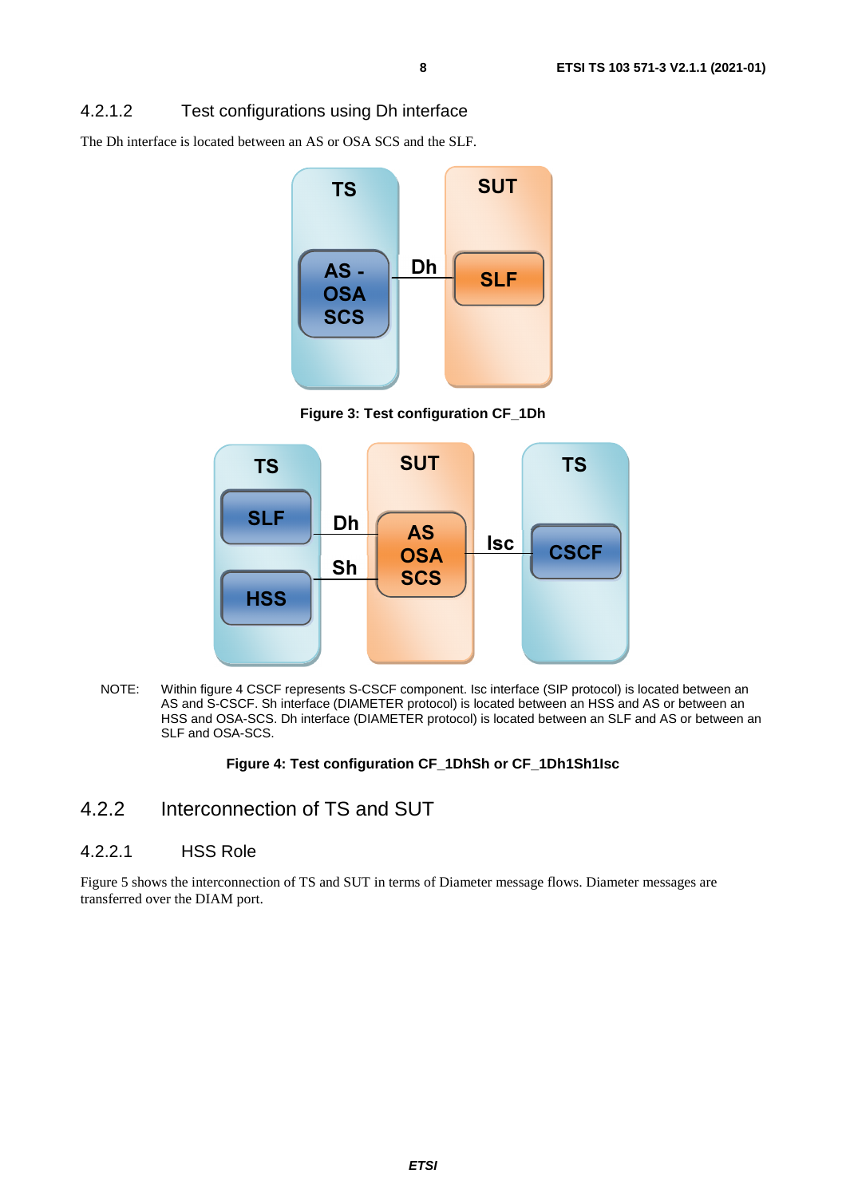#### 4.2.1.2 Test configurations using Dh interface

The Dh interface is located between an AS or OSA SCS and the SLF.

**Figure 3: Test configuration CF_1Dh**

NOTE: Within figure 4 CSCF represents S-CSCF component. Isc interface (SIP protocol) is located between an AS and S-CSCF. Sh interface (DIAMETER protocol) is located between an HSS and AS or between an HSS and OSA-SCS. Dh interface (DIAMETER protocol) is located between an SLF and AS or between an SLF and OSA-SCS.

**Figure 4: Test configuration CF_1DhSh or CF_1Dh1Sh1Isc**

### 4.2.2 Interconnection of TS and SUT

#### 4.2.2.1 HSS Role

Figure 5 shows the interconnection of TS and SUT in terms of Diameter message flows. Diameter messages are transferred over the DIAM port.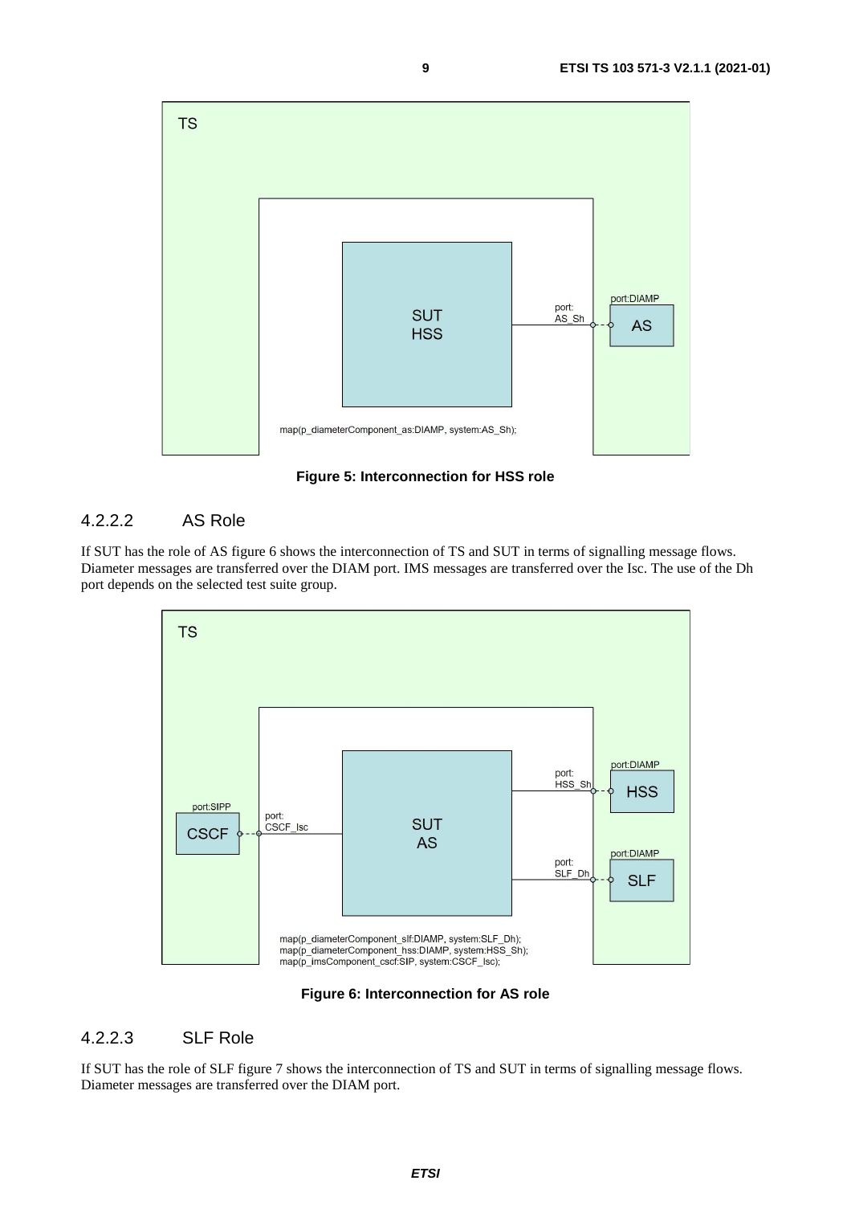TS

SUT HSS

port: AS_Sh

port:DIAMP

AS

map(p_diameterComponent_as:DIAMP, system:AS_Sh);

**Figure 5: Interconnection for HSS role**

### 4.2.2.2 AS Role

If SUT has the role of AS figure 6 shows the interconnection of TS and SUT in terms of signalling message flows. Diameter messages are transferred over the DIAM port. IMS messages are transferred over the Isc. The use of the Dh port depends on the selected test suite group.

TS

port:SIPP

CSCF

port: CSCF_Isc

SUT AS

port: HSS_Sh

port:DIAMP

HSS

port: SLF_Dh

port:DIAMP

SLF

map(p_diameterComponent_slf:DIAMP, system:SLF_Dh);
map(p_diameterComponent_hss:DIAMP, system:HSS_Sh);
map(p_imsComponent_cscf:SIP, system:CSCF_Isc);

**Figure 6: Interconnection for AS role**

### 4.2.2.3 SLF Role

If SUT has the role of SLF figure 7 shows the interconnection of TS and SUT in terms of signalling message flows. Diameter messages are transferred over the DIAM port.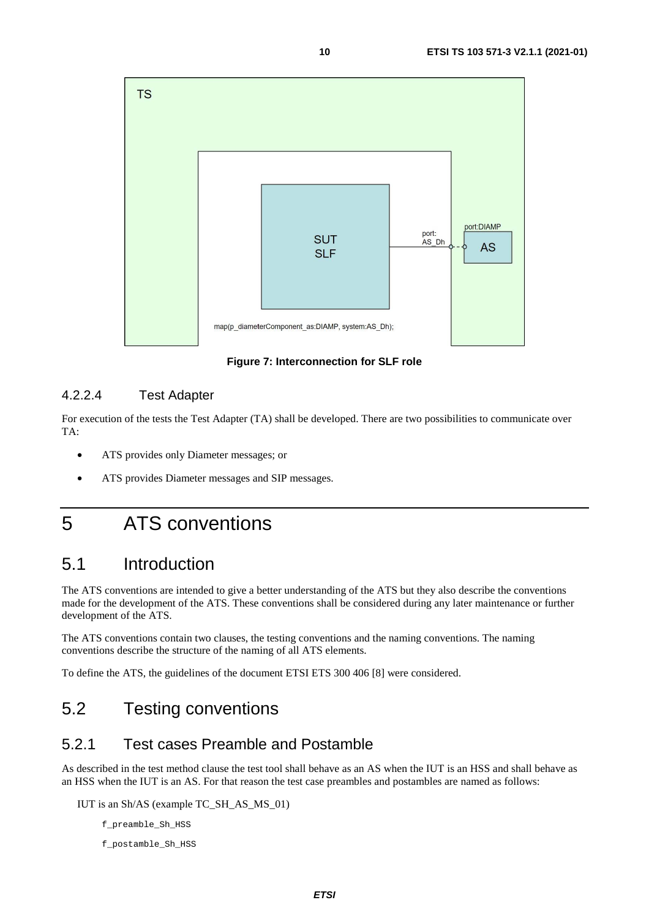**Figure 7: Interconnection for SLF role**

### 4.2.2.4 Test Adapter

For execution of the tests the Test Adapter (TA) shall be developed. There are two possibilities to communicate over TA:

- ATS provides only Diameter messages; or
- ATS provides Diameter messages and SIP messages.

# 5 ATS conventions

## 5.1 Introduction

The ATS conventions are intended to give a better understanding of the ATS but they also describe the conventions made for the development of the ATS. These conventions shall be considered during any later maintenance or further development of the ATS.

The ATS conventions contain two clauses, the testing conventions and the naming conventions. The naming conventions describe the structure of the naming of all ATS elements.

To define the ATS, the guidelines of the document ETSI ETS 300 406 [8] were considered.

## 5.2 Testing conventions

### 5.2.1 Test cases Preamble and Postamble

As described in the test method clause the test tool shall behave as an AS when the IUT is an HSS and shall behave as an HSS when the IUT is an AS. For that reason the test case preambles and postambles are named as follows:

IUT is an Sh/AS (example TC_SH_AS_MS_01)

```
f_preamble_Sh_HSS
f_postamble_Sh_HSS
```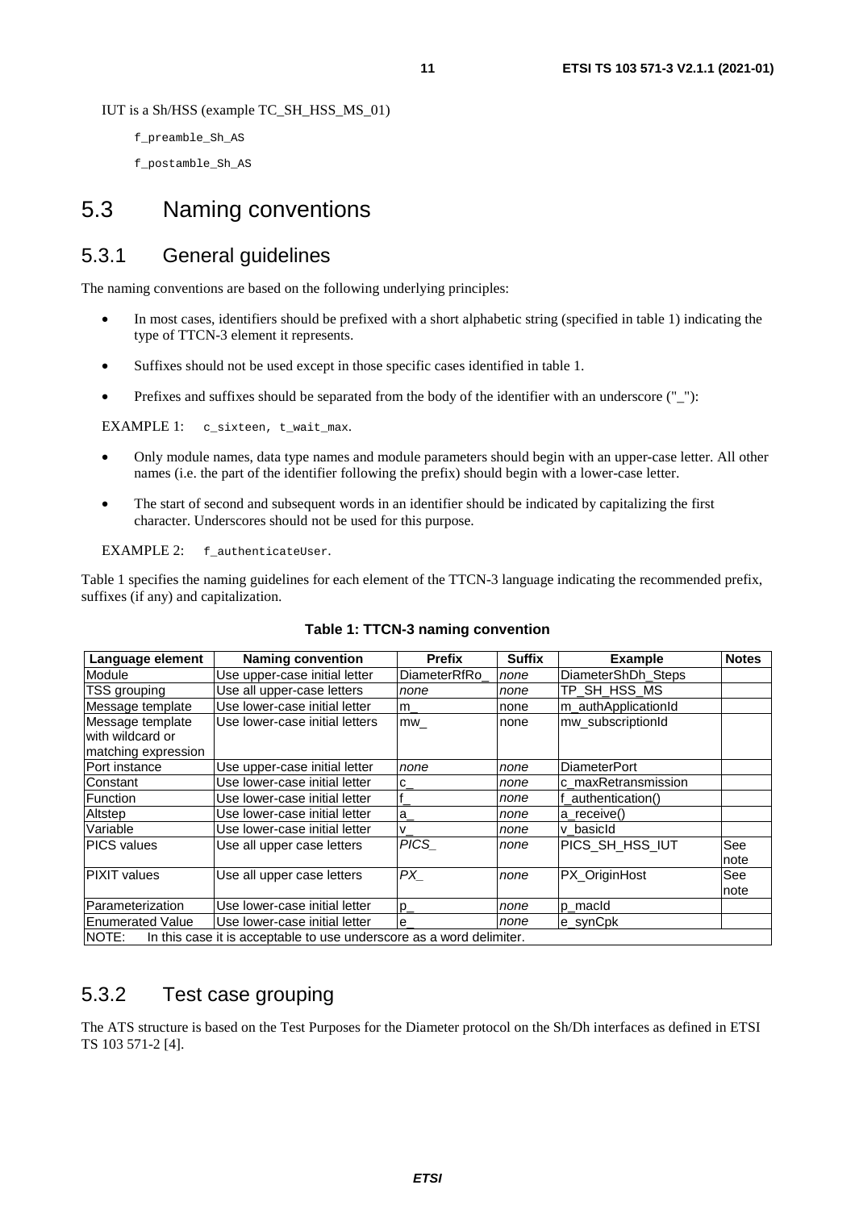IUT is a Sh/HSS (example TC_SH_HSS_MS_01)

f_preamble_Sh_AS

f_postamble_Sh_AS

# 5.3 Naming conventions

## 5.3.1 General guidelines

The naming conventions are based on the following underlying principles:

- In most cases, identifiers should be prefixed with a short alphabetic string (specified in table 1) indicating the type of TTCN-3 element it represents.
- Suffixes should not be used except in those specific cases identified in table 1.
- Prefixes and suffixes should be separated from the body of the identifier with an underscore ("_"):

EXAMPLE 1: `c_sixteen, t_wait_max.`

- Only module names, data type names and module parameters should begin with an upper-case letter. All other names (i.e. the part of the identifier following the prefix) should begin with a lower-case letter.
- The start of second and subsequent words in an identifier should be indicated by capitalizing the first character. Underscores should not be used for this purpose.

EXAMPLE 2: `f_authenticateUser.`

Table 1 specifies the naming guidelines for each element of the TTCN-3 language indicating the recommended prefix, suffixes (if any) and capitalization.

**Table 1: TTCN-3 naming convention**

| Language element | Naming convention | Prefix | Suffix | Example | Notes |
|---|---|---|---|---|---|
| Module | Use upper-case initial letter | DiameterRfRo_ | *none* | DiameterShDh_Steps | |
| TSS grouping | Use all upper-case letters | *none* | *none* | TP_SH_HSS_MS | |
| Message template | Use lower-case initial letter | m_ | none | m_authApplicationId | |
| Message template with wildcard or matching expression | Use lower-case initial letters | mw_ | none | mw_subscriptionId | |
| Port instance | Use upper-case initial letter | *none* | *none* | DiameterPort | |
| Constant | Use lower-case initial letter | c_ | *none* | c_maxRetransmission | |
| Function | Use lower-case initial letter | f_ | *none* | f_authentication() | |
| Altstep | Use lower-case initial letter | a_ | *none* | a_receive() | |
| Variable | Use lower-case initial letter | v_ | *none* | v_basicId | |
| PICS values | Use all upper case letters | *PICS_* | *none* | PICS_SH_HSS_IUT | See note |
| PIXIT values | Use all upper case letters | *PX_* | *none* | PX_OriginHost | See note |
| Parameterization | Use lower-case initial letter | p_ | *none* | p_macId | |
| Enumerated Value | Use lower-case initial letter | e_ | *none* | e_synCpk | |
| NOTE: In this case it is acceptable to use underscore as a word delimiter. | | | | | |

## 5.3.2 Test case grouping

The ATS structure is based on the Test Purposes for the Diameter protocol on the Sh/Dh interfaces as defined in ETSI TS 103 571-2 [4].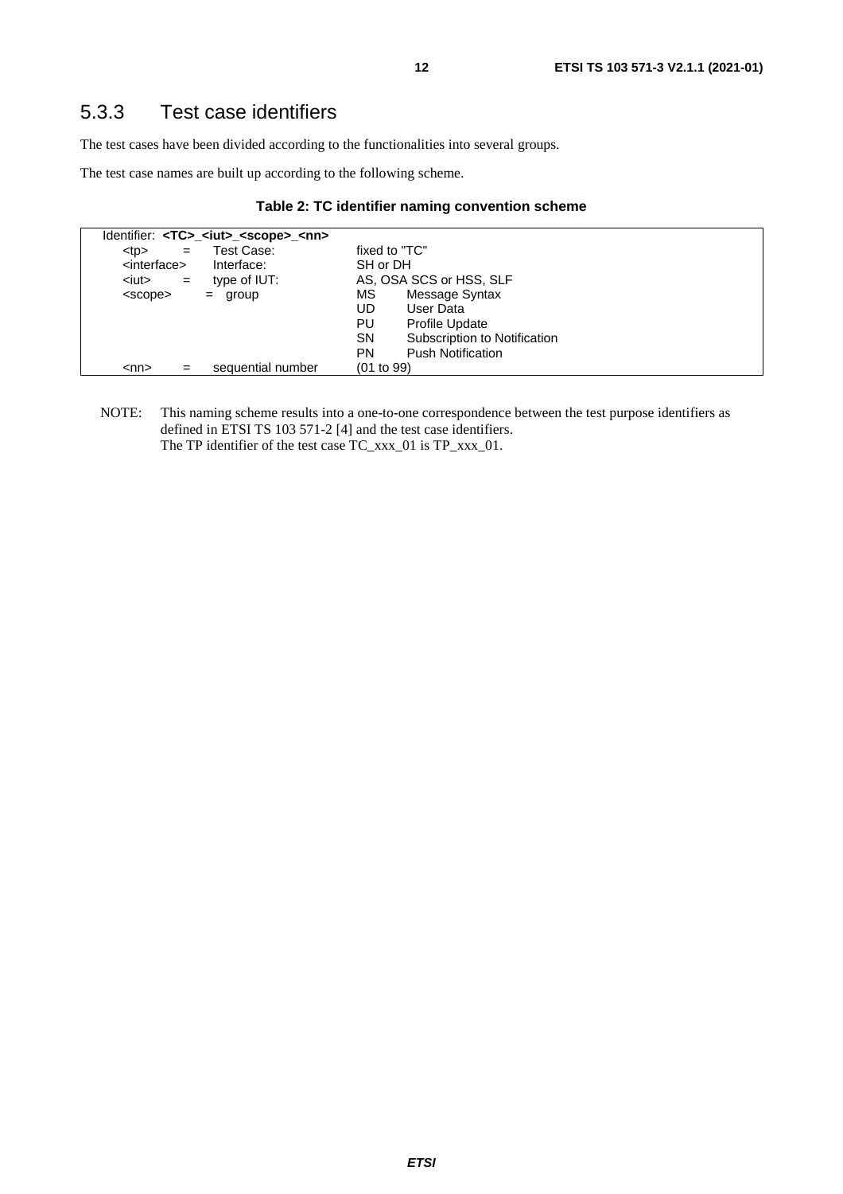## 5.3.3 Test case identifiers

The test cases have been divided according to the functionalities into several groups.

The test case names are built up according to the following scheme.

**Table 2: TC identifier naming convention scheme**

| Identifier: **<TC>_<iut>_<scope>_<nn>** | | | |
|---|---|---|---|
| <tp> = | Test Case: | fixed to "TC" | |
| <interface> | Interface: | SH or DH | |
| <iut> = | type of IUT: | AS, OSA SCS or HSS, SLF | |
| <scope> | = group | MS | Message Syntax |
| | | UD | User Data |
| | | PU | Profile Update |
| | | SN | Subscription to Notification |
| | | PN | Push Notification |
| <nn> = | sequential number | (01 to 99) | |

NOTE: This naming scheme results into a one-to-one correspondence between the test purpose identifiers as defined in ETSI TS 103 571-2 [4] and the test case identifiers.
The TP identifier of the test case TC_xxx_01 is TP_xxx_01.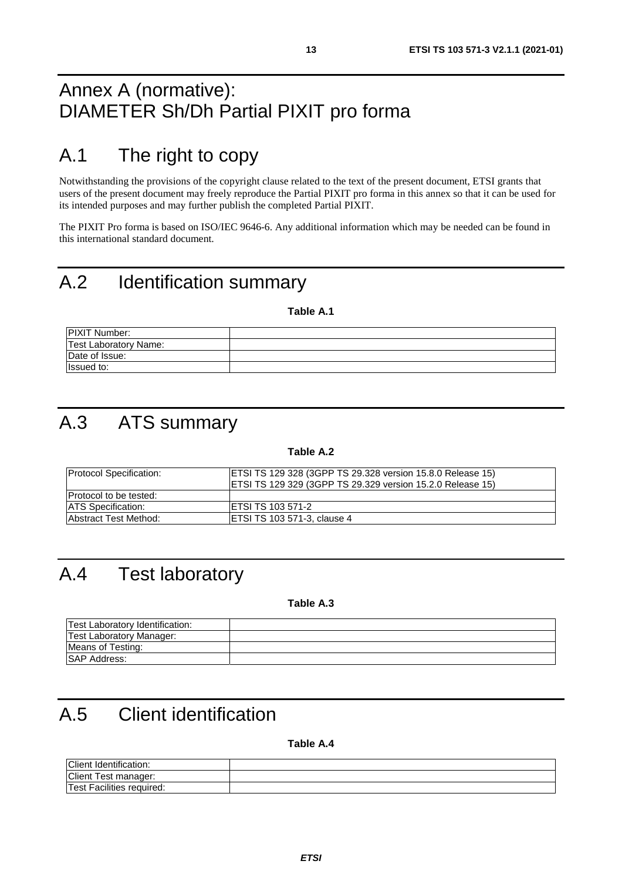# Annex A (normative): DIAMETER Sh/Dh Partial PIXIT pro forma

## A.1 The right to copy

Notwithstanding the provisions of the copyright clause related to the text of the present document, ETSI grants that users of the present document may freely reproduce the Partial PIXIT pro forma in this annex so that it can be used for its intended purposes and may further publish the completed Partial PIXIT.

The PIXIT Pro forma is based on ISO/IEC 9646-6. Any additional information which may be needed can be found in this international standard document.

## A.2 Identification summary

**Table A.1**

| | |
|---|---|
| PIXIT Number: | |
| Test Laboratory Name: | |
| Date of Issue: | |
| Issued to: | |

## A.3 ATS summary

**Table A.2**

| | |
|---|---|
| Protocol Specification: | ETSI TS 129 328 (3GPP TS 29.328 version 15.8.0 Release 15)<br>ETSI TS 129 329 (3GPP TS 29.329 version 15.2.0 Release 15) |
| Protocol to be tested: | |
| ATS Specification: | ETSI TS 103 571-2 |
| Abstract Test Method: | ETSI TS 103 571-3, clause 4 |

## A.4 Test laboratory

**Table A.3**

| | |
|---|---|
| Test Laboratory Identification: | |
| Test Laboratory Manager: | |
| Means of Testing: | |
| SAP Address: | |

## A.5 Client identification

**Table A.4**

| | |
|---|---|
| Client Identification: | |
| Client Test manager: | |
| Test Facilities required: | |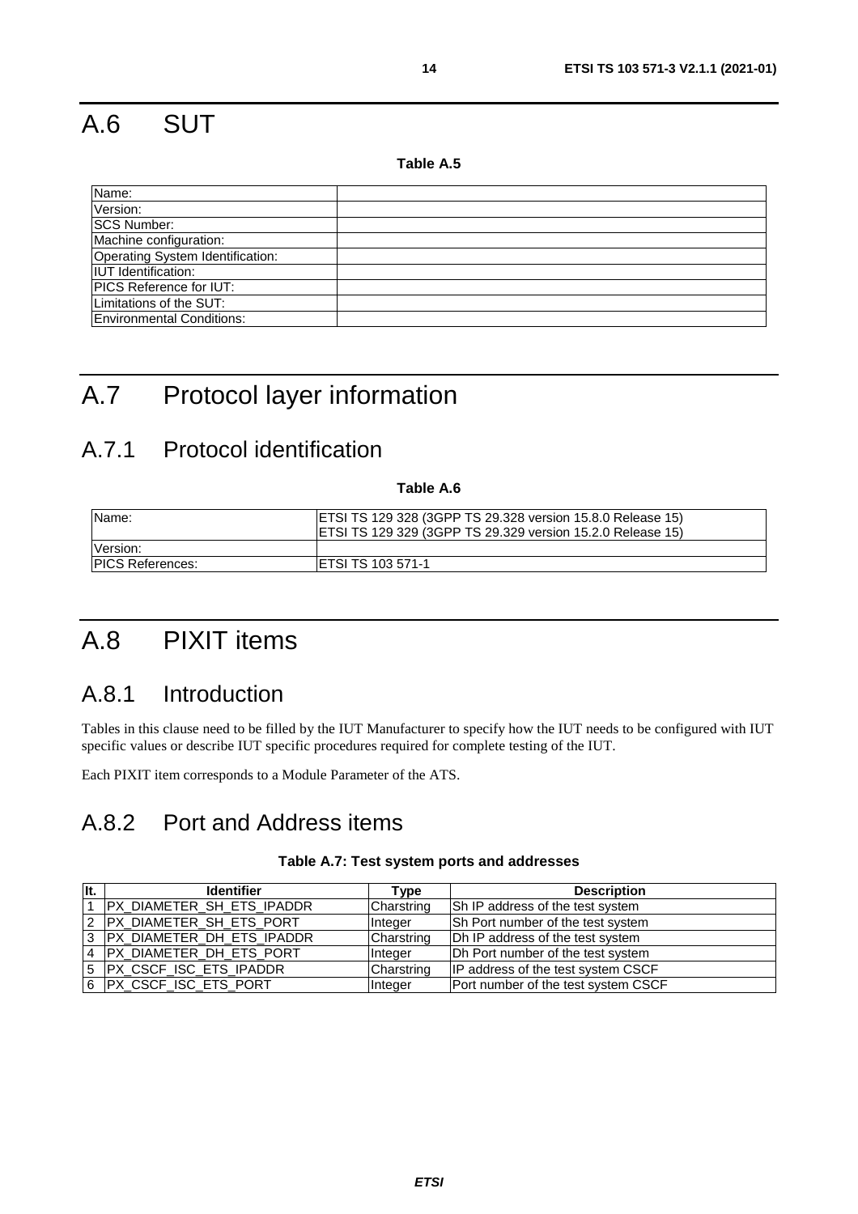# A.6 SUT

**Table A.5**

| | |
|---|---|
| Name: | |
| Version: | |
| SCS Number: | |
| Machine configuration: | |
| Operating System Identification: | |
| IUT Identification: | |
| PICS Reference for IUT: | |
| Limitations of the SUT: | |
| Environmental Conditions: | |

# A.7 Protocol layer information

## A.7.1 Protocol identification

**Table A.6**

| | |
|---|---|
| Name: | ETSI TS 129 328 (3GPP TS 29.328 version 15.8.0 Release 15)<br>ETSI TS 129 329 (3GPP TS 29.329 version 15.2.0 Release 15) |
| Version: | |
| PICS References: | ETSI TS 103 571-1 |

# A.8 PIXIT items

## A.8.1 Introduction

Tables in this clause need to be filled by the IUT Manufacturer to specify how the IUT needs to be configured with IUT specific values or describe IUT specific procedures required for complete testing of the IUT.

Each PIXIT item corresponds to a Module Parameter of the ATS.

## A.8.2 Port and Address items

**Table A.7: Test system ports and addresses**

| It. | Identifier | Type | Description |
|---|---|---|---|
| 1 | PX_DIAMETER_SH_ETS_IPADDR | Charstring | Sh IP address of the test system |
| 2 | PX_DIAMETER_SH_ETS_PORT | Integer | Sh Port number of the test system |
| 3 | PX_DIAMETER_DH_ETS_IPADDR | Charstring | Dh IP address of the test system |
| 4 | PX_DIAMETER_DH_ETS_PORT | Integer | Dh Port number of the test system |
| 5 | PX_CSCF_ISC_ETS_IPADDR | Charstring | IP address of the test system CSCF |
| 6 | PX_CSCF_ISC_ETS_PORT | Integer | Port number of the test system CSCF |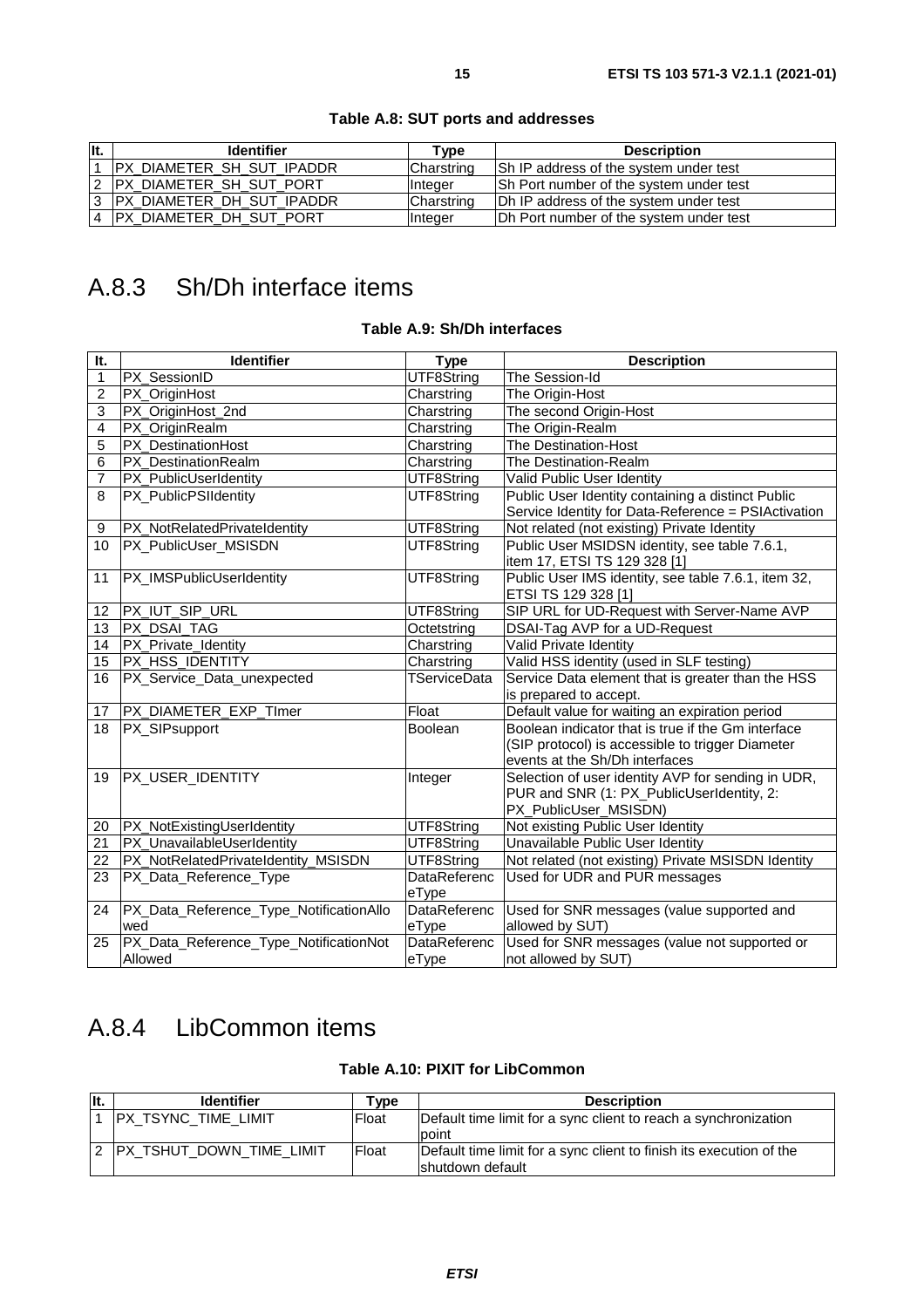**Table A.8: SUT ports and addresses**

| It. | Identifier | Type | Description |
|---|---|---|---|
| 1 | PX_DIAMETER_SH_SUT_IPADDR | Charstring | Sh IP address of the system under test |
| 2 | PX_DIAMETER_SH_SUT_PORT | Integer | Sh Port number of the system under test |
| 3 | PX_DIAMETER_DH_SUT_IPADDR | Charstring | Dh IP address of the system under test |
| 4 | PX_DIAMETER_DH_SUT_PORT | Integer | Dh Port number of the system under test |

# A.8.3 Sh/Dh interface items

**Table A.9: Sh/Dh interfaces**

| It. | Identifier | Type | Description |
|---|---|---|---|
| 1 | PX_SessionID | UTF8String | The Session-Id |
| 2 | PX_OriginHost | Charstring | The Origin-Host |
| 3 | PX_OriginHost_2nd | Charstring | The second Origin-Host |
| 4 | PX_OriginRealm | Charstring | The Origin-Realm |
| 5 | PX_DestinationHost | Charstring | The Destination-Host |
| 6 | PX_DestinationRealm | Charstring | The Destination-Realm |
| 7 | PX_PublicUserIdentity | UTF8String | Valid Public User Identity |
| 8 | PX_PublicPSIIdentity | UTF8String | Public User Identity containing a distinct Public Service Identity for Data-Reference = PSIActivation |
| 9 | PX_NotRelatedPrivateIdentity | UTF8String | Not related (not existing) Private Identity |
| 10 | PX_PublicUser_MSISDN | UTF8String | Public User MSIDSN identity, see table 7.6.1, item 17, ETSI TS 129 328 [1] |
| 11 | PX_IMSPublicUserIdentity | UTF8String | Public User IMS identity, see table 7.6.1, item 32, ETSI TS 129 328 [1] |
| 12 | PX_IUT_SIP_URL | UTF8String | SIP URL for UD-Request with Server-Name AVP |
| 13 | PX_DSAI_TAG | Octetstring | DSAI-Tag AVP for a UD-Request |
| 14 | PX_Private_Identity | Charstring | Valid Private Identity |
| 15 | PX_HSS_IDENTITY | Charstring | Valid HSS identity (used in SLF testing) |
| 16 | PX_Service_Data_unexpected | TServiceData | Service Data element that is greater than the HSS is prepared to accept. |
| 17 | PX_DIAMETER_EXP_TImer | Float | Default value for waiting an expiration period |
| 18 | PX_SIPsupport | Boolean | Boolean indicator that is true if the Gm interface (SIP protocol) is accessible to trigger Diameter events at the Sh/Dh interfaces |
| 19 | PX_USER_IDENTITY | Integer | Selection of user identity AVP for sending in UDR, PUR and SNR (1: PX_PublicUserIdentity, 2: PX_PublicUser_MSISDN) |
| 20 | PX_NotExistingUserIdentity | UTF8String | Not existing Public User Identity |
| 21 | PX_UnavailableUserIdentity | UTF8String | Unavailable Public User Identity |
| 22 | PX_NotRelatedPrivateIdentity_MSISDN | UTF8String | Not related (not existing) Private MSISDN Identity |
| 23 | PX_Data_Reference_Type | DataReferenceType | Used for UDR and PUR messages |
| 24 | PX_Data_Reference_Type_NotificationAllowed | DataReferenceType | Used for SNR messages (value supported and allowed by SUT) |
| 25 | PX_Data_Reference_Type_NotificationNotAllowed | DataReferenceType | Used for SNR messages (value not supported or not allowed by SUT) |

# A.8.4 LibCommon items

**Table A.10: PIXIT for LibCommon**

| It. | Identifier | Type | Description |
|---|---|---|---|
| 1 | PX_TSYNC_TIME_LIMIT | Float | Default time limit for a sync client to reach a synchronization point |
| 2 | PX_TSHUT_DOWN_TIME_LIMIT | Float | Default time limit for a sync client to finish its execution of the shutdown default |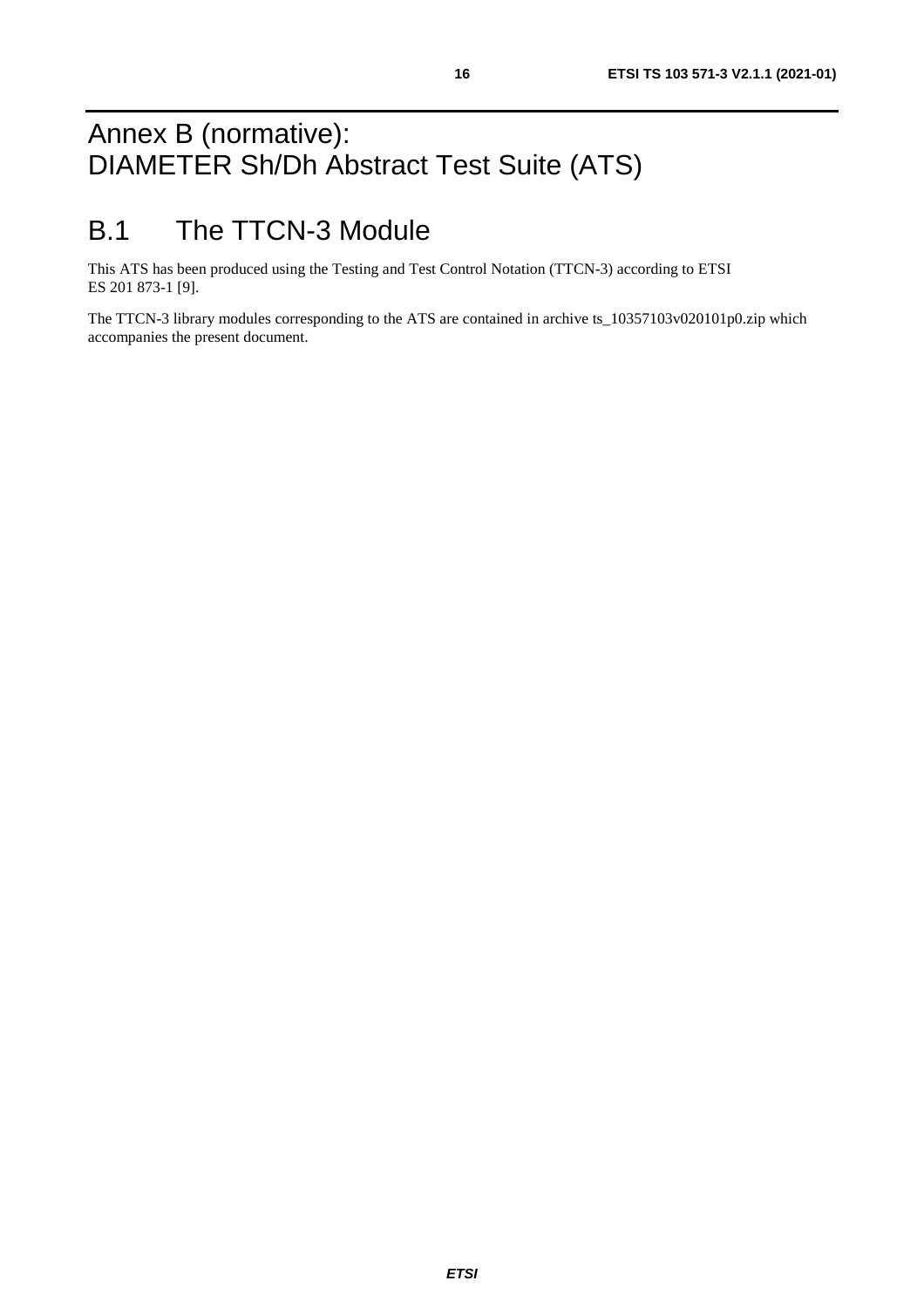# Annex B (normative): DIAMETER Sh/Dh Abstract Test Suite (ATS)

## B.1 The TTCN-3 Module

This ATS has been produced using the Testing and Test Control Notation (TTCN-3) according to ETSI ES 201 873-1 [9].

The TTCN-3 library modules corresponding to the ATS are contained in archive ts_10357103v020101p0.zip which accompanies the present document.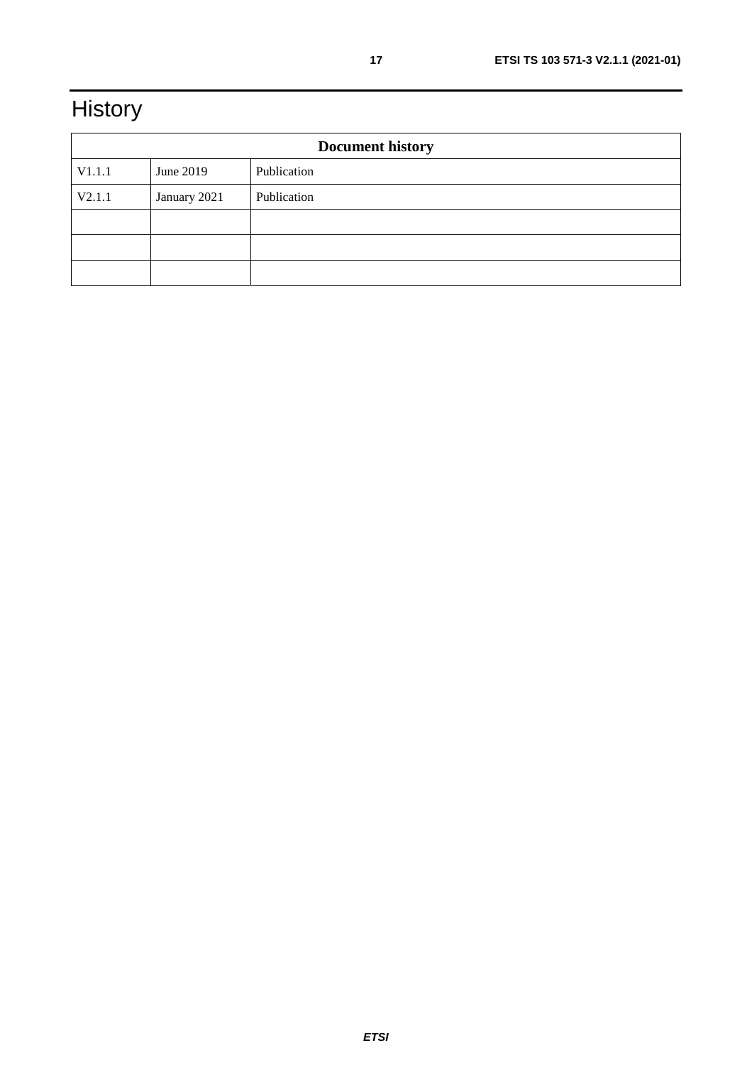# History

| Document history | | |
|---|---|---|
| V1.1.1 | June 2019 | Publication |
| V2.1.1 | January 2021 | Publication |
| | | |
| | | |
| | | |